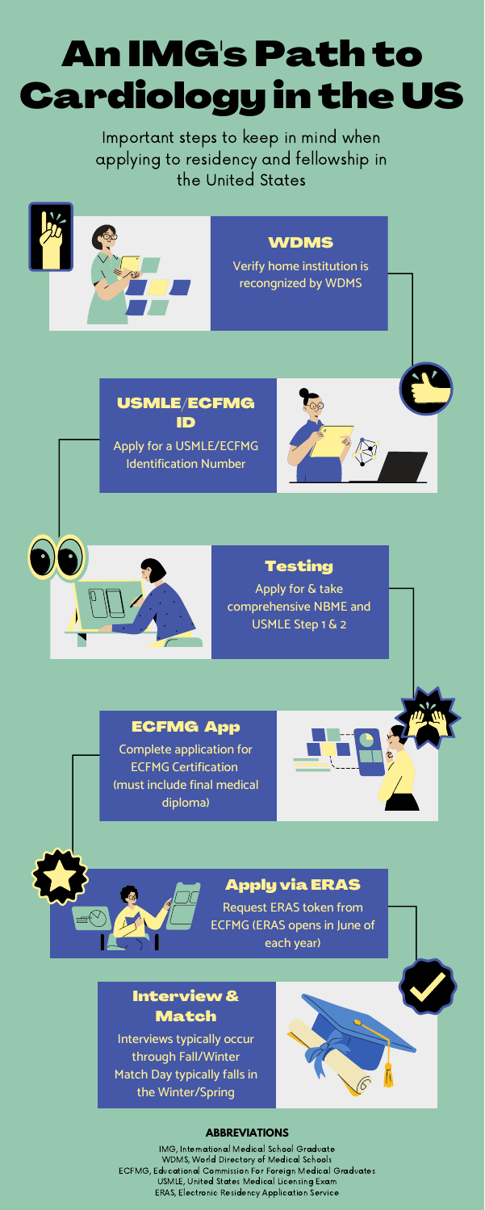# An IMG's Path to Cardiology in the US

Important steps to keep in mind when applying to residency and fellowship in the United States

## WDMS

Verify home institution is recongnized by WDMS

## USMLE/ECFMG ID

Apply for a USMLE/ECFMG Identification Number

## Testing

Apply for & take comprehensive NBME and USMLE Step 1 & 2

## ECFMG App

Complete application for ECFMG Certification (must include final medical diploma)

## Apply via ERAS

Request ERAS token from ECFMG (ERAS opens in June of each year)

## Interview & Match

Interviews typically occur through Fall/Winter

Match Day typically falls in the Winter/Spring

**ABBREVIATIONS**

IMG, International Medical School Graduate
WDMS, World Directory of Medical Schools
ECFMG, Educational Commission For Foreign Medical Graduates
USMLE, United States Medical Licensing Exam
ERAS, Electronic Residency Application Service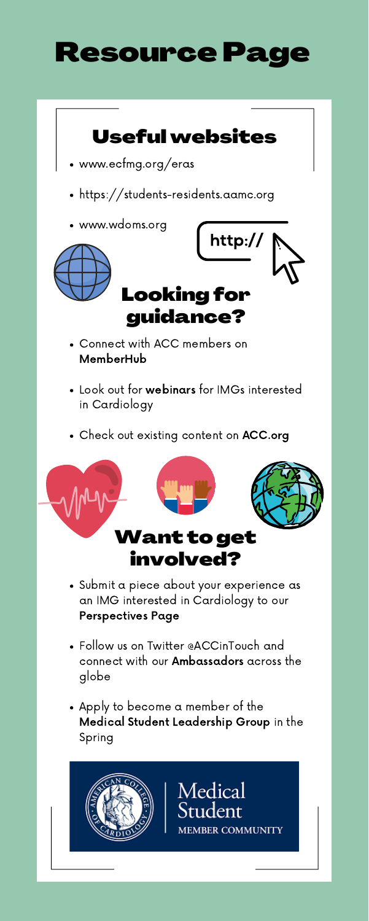# Resource Page

## Useful websites

- www.ecfmg.org/eras
- https://students-residents.aamc.org
- www.wdoms.org

http://

## Looking for guidance?

- Connect with ACC members on **MemberHub**
- Look out for **webinars** for IMGs interested in Cardiology
- Check out existing content on **ACC.org**

## Want to get involved?

- Submit a piece about your experience as an IMG interested in Cardiology to our **Perspectives Page**
- Follow us on Twitter @ACCinTouch and connect with our **Ambassadors** across the globe
- Apply to become a member of the **Medical Student Leadership Group** in the Spring

American College of Cardiology | Medical Student MEMBER COMMUNITY